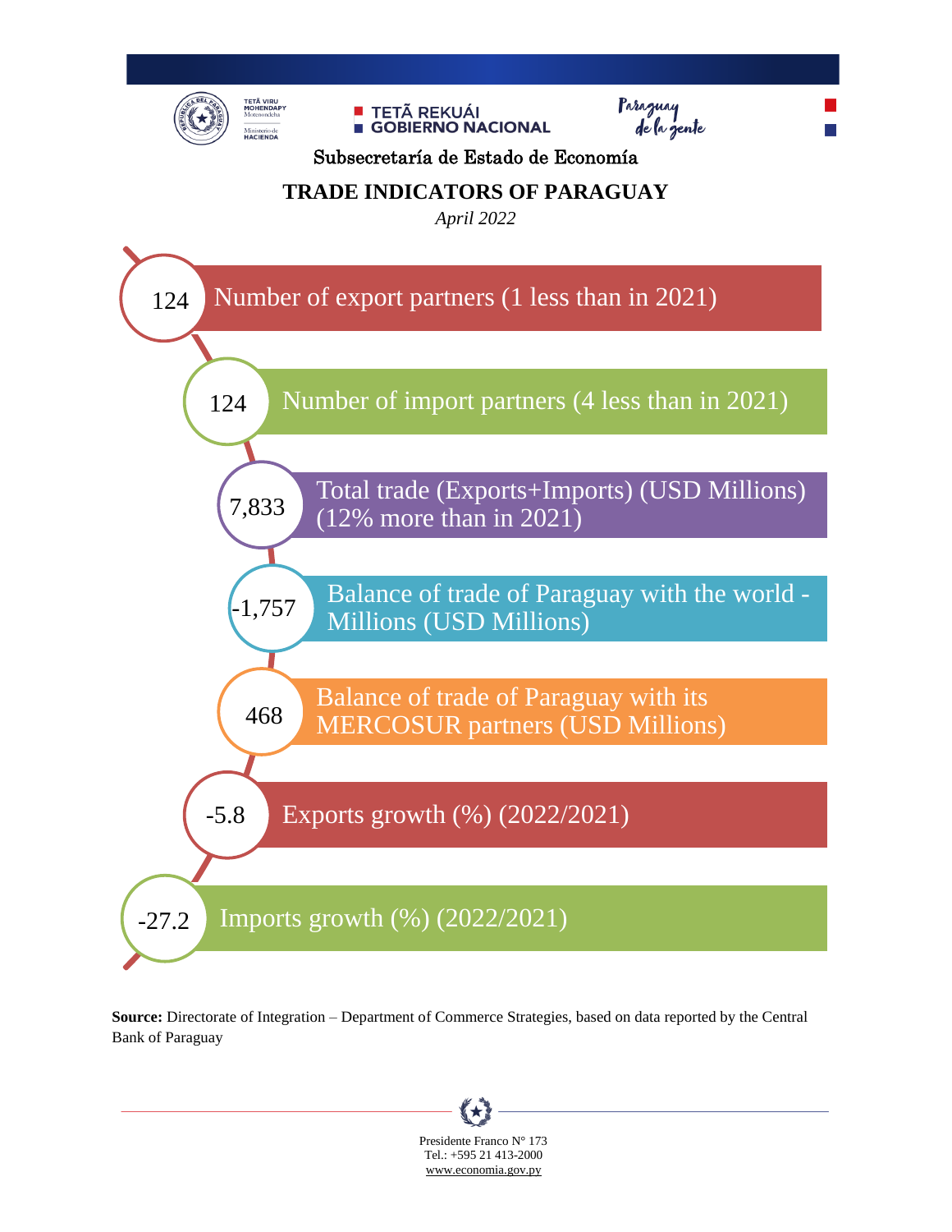TETÃ VIRU MOHENDAPY
Motenondeha
Ministerio de HACIENDA

TETÃ REKUÁI
GOBIERNO NACIONAL

Paraguay de la gente

Subsecretaría de Estado de Economía

# TRADE INDICATORS OF PARAGUAY

*April 2022*

- **124** Number of export partners (1 less than in 2021)
- **124** Number of import partners (4 less than in 2021)
- **7,833** Total trade (Exports+Imports) (USD Millions) (12% more than in 2021)
- **-1,757** Balance of trade of Paraguay with the world - Millions (USD Millions)
- **468** Balance of trade of Paraguay with its MERCOSUR partners (USD Millions)
- **-5.8** Exports growth (%) (2022/2021)
- **-27.2** Imports growth (%) (2022/2021)

**Source:** Directorate of Integration – Department of Commerce Strategies, based on data reported by the Central Bank of Paraguay

Presidente Franco N° 173
Tel.: +595 21 413-2000
www.economia.gov.py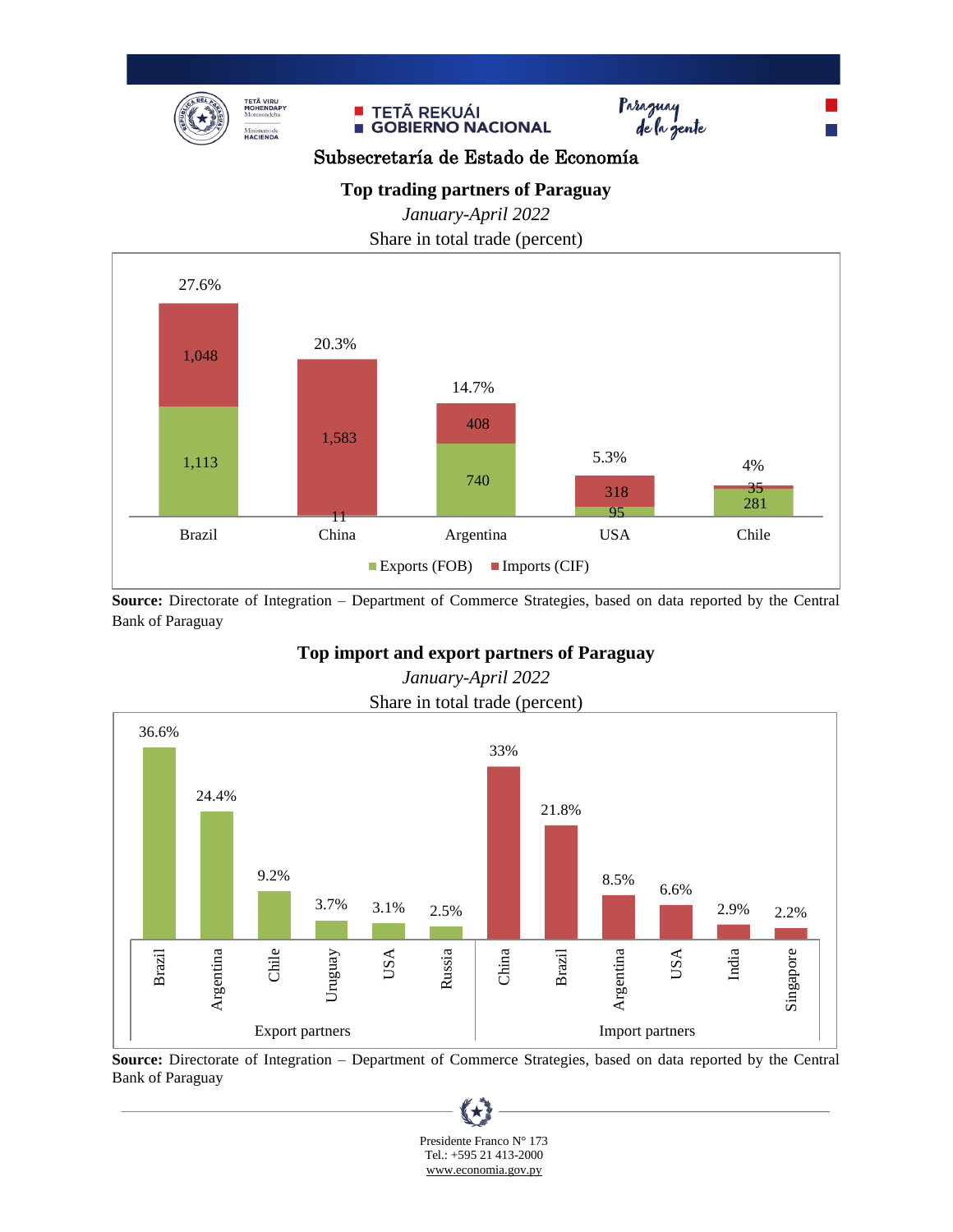Subsecretaría de Estado de Economía

**Top trading partners of Paraguay**

*January-April 2022*

Share in total trade (percent)

| Partner | Share in total trade | Exports (FOB) | Imports (CIF) |
|---|---|---|---|
| Brazil | 27.6% | 1,113 | 1,048 |
| China | 20.3% | 11 | 1,583 |
| Argentina | 14.7% | 740 | 408 |
| USA | 5.3% | 95 | 318 |
| Chile | 4% | 281 | 35 |

**Source:** Directorate of Integration – Department of Commerce Strategies, based on data reported by the Central Bank of Paraguay

**Top import and export partners of Paraguay**

*January-April 2022*

Share in total trade (percent)

| Export partners | Share |
|---|---|
| Brazil | 36.6% |
| Argentina | 24.4% |
| Chile | 9.2% |
| Uruguay | 3.7% |
| USA | 3.1% |
| Russia | 2.5% |

| Import partners | Share |
|---|---|
| China | 33% |
| Brazil | 21.8% |
| Argentina | 8.5% |
| USA | 6.6% |
| India | 2.9% |
| Singapore | 2.2% |

**Source:** Directorate of Integration – Department of Commerce Strategies, based on data reported by the Central Bank of Paraguay

Presidente Franco N° 173
Tel.: +595 21 413-2000
www.economia.gov.py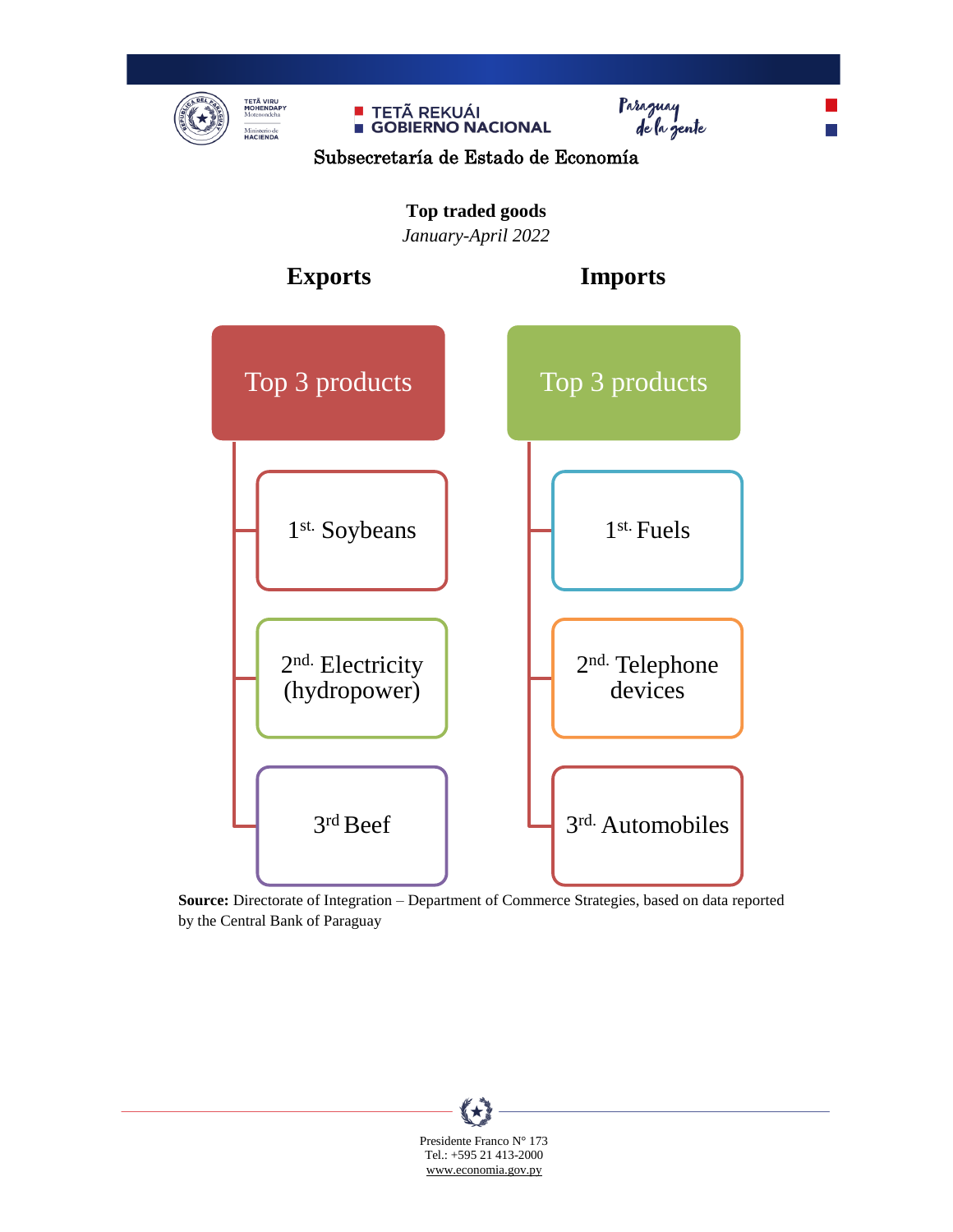Subsecretaría de Estado de Economía

**Top traded goods**

*January-April 2022*

## Exports

**Top 3 products**

- 1st. Soybeans
- 2nd. Electricity (hydropower)
- 3rd Beef

## Imports

**Top 3 products**

- 1st. Fuels
- 2nd. Telephone devices
- 3rd. Automobiles

**Source:** Directorate of Integration – Department of Commerce Strategies, based on data reported by the Central Bank of Paraguay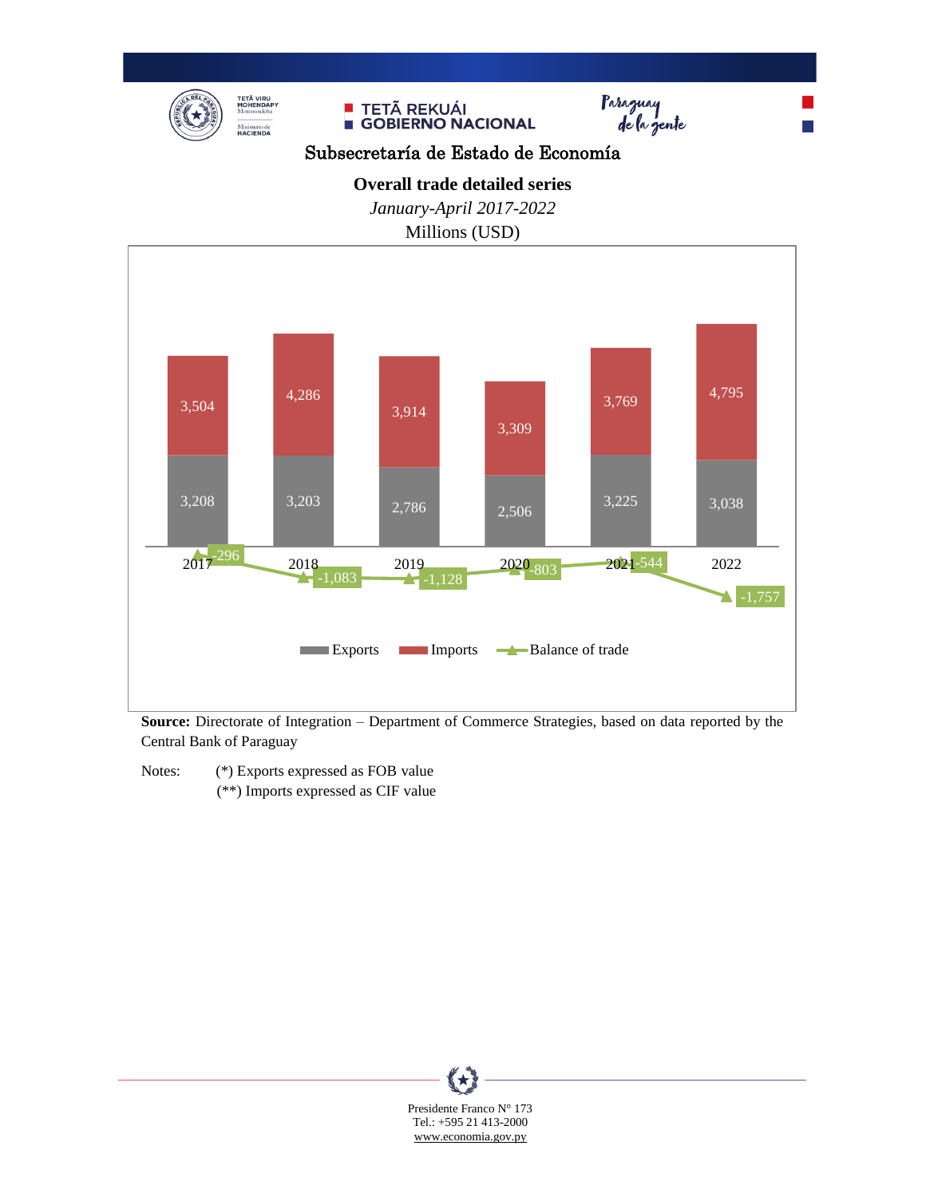Subsecretaría de Estado de Economía

**Overall trade detailed series**

*January-April 2017-2022*

Millions (USD)

| Year | Exports | Imports | Balance of trade |
|---|---|---|---|
| 2017 | 3,208 | 3,504 | -296 |
| 2018 | 3,203 | 4,286 | -1,083 |
| 2019 | 2,786 | 3,914 | -1,128 |
| 2020 | 2,506 | 3,309 | -803 |
| 2021 | 3,225 | 3,769 | -544 |
| 2022 | 3,038 | 4,795 | -1,757 |

**Source:** Directorate of Integration – Department of Commerce Strategies, based on data reported by the Central Bank of Paraguay

Notes: (*) Exports expressed as FOB value
(**) Imports expressed as CIF value

Presidente Franco N° 173
Tel.: +595 21 413-2000
www.economia.gov.py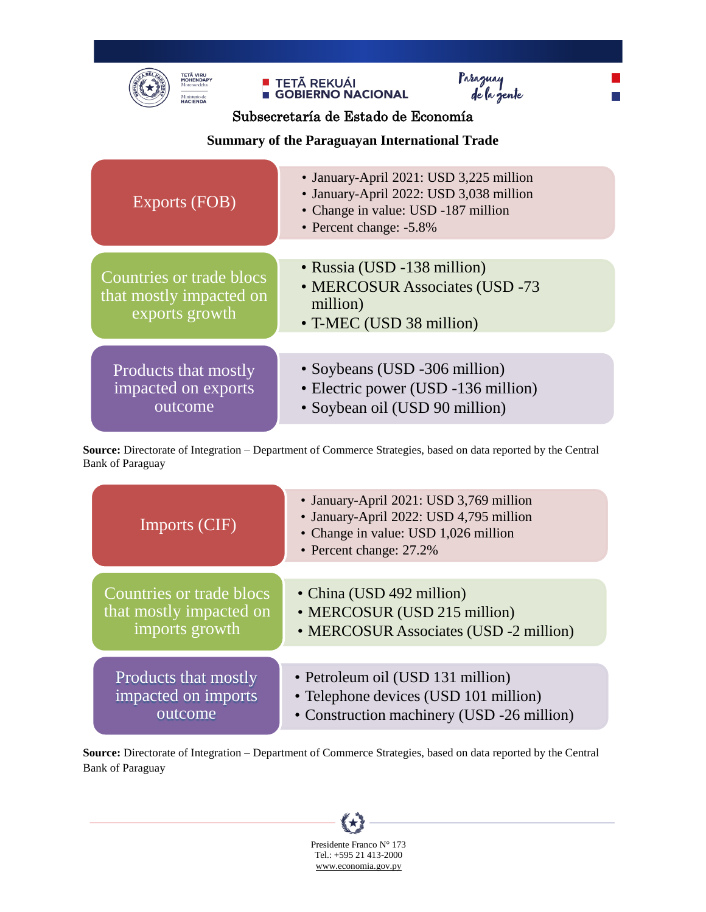Subsecretaría de Estado de Economía

**Summary of the Paraguayan International Trade**

| | |
|---|---|
| Exports (FOB) | • January-April 2021: USD 3,225 million<br>• January-April 2022: USD 3,038 million<br>• Change in value: USD -187 million<br>• Percent change: -5.8% |
| Countries or trade blocs that mostly impacted on exports growth | • Russia (USD -138 million)<br>• MERCOSUR Associates (USD -73 million)<br>• T-MEC (USD 38 million) |
| Products that mostly impacted on exports outcome | • Soybeans (USD -306 million)<br>• Electric power (USD -136 million)<br>• Soybean oil (USD 90 million) |

**Source:** Directorate of Integration – Department of Commerce Strategies, based on data reported by the Central Bank of Paraguay

| | |
|---|---|
| Imports (CIF) | • January-April 2021: USD 3,769 million<br>• January-April 2022: USD 4,795 million<br>• Change in value: USD 1,026 million<br>• Percent change: 27.2% |
| Countries or trade blocs that mostly impacted on imports growth | • China (USD 492 million)<br>• MERCOSUR (USD 215 million)<br>• MERCOSUR Associates (USD -2 million) |
| Products that mostly impacted on imports outcome | • Petroleum oil (USD 131 million)<br>• Telephone devices (USD 101 million)<br>• Construction machinery (USD -26 million) |

**Source:** Directorate of Integration – Department of Commerce Strategies, based on data reported by the Central Bank of Paraguay